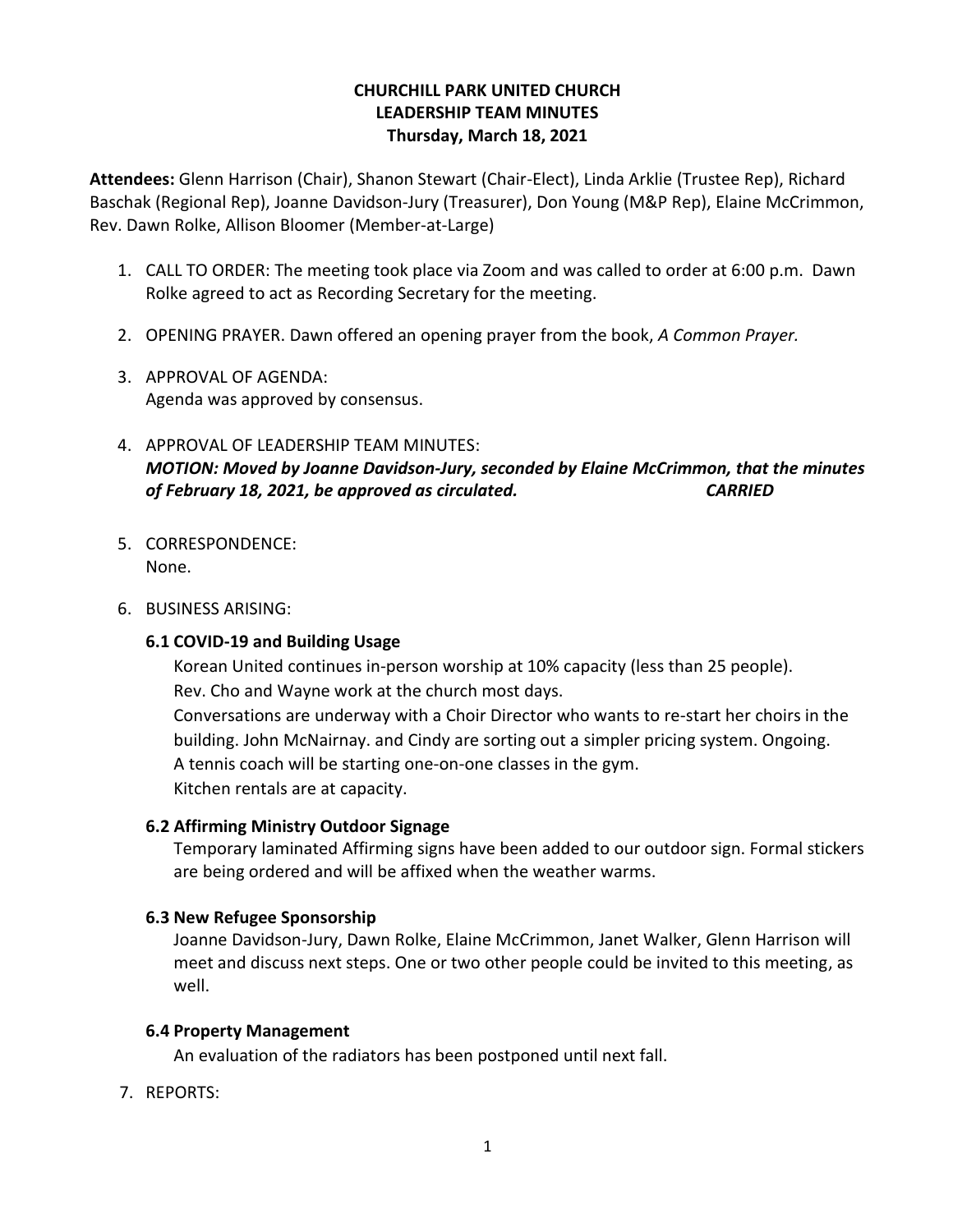**CHURCHILL PARK UNITED CHURCH**
**LEADERSHIP TEAM MINUTES**
**Thursday, March 18, 2021**

**Attendees:** Glenn Harrison (Chair), Shanon Stewart (Chair-Elect), Linda Arklie (Trustee Rep), Richard Baschak (Regional Rep), Joanne Davidson-Jury (Treasurer), Don Young (M&P Rep), Elaine McCrimmon, Rev. Dawn Rolke, Allison Bloomer (Member-at-Large)

1. CALL TO ORDER: The meeting took place via Zoom and was called to order at 6:00 p.m. Dawn Rolke agreed to act as Recording Secretary for the meeting.

2. OPENING PRAYER. Dawn offered an opening prayer from the book, *A Common Prayer.*

3. APPROVAL OF AGENDA:
   Agenda was approved by consensus.

4. APPROVAL OF LEADERSHIP TEAM MINUTES:
   ***MOTION: Moved by Joanne Davidson-Jury, seconded by Elaine McCrimmon, that the minutes of February 18, 2021, be approved as circulated. CARRIED***

5. CORRESPONDENCE:
   None.

6. BUSINESS ARISING:

   **6.1 COVID-19 and Building Usage**
   Korean United continues in-person worship at 10% capacity (less than 25 people).
   Rev. Cho and Wayne work at the church most days.
   Conversations are underway with a Choir Director who wants to re-start her choirs in the building. John McNairnay. and Cindy are sorting out a simpler pricing system. Ongoing.
   A tennis coach will be starting one-on-one classes in the gym.
   Kitchen rentals are at capacity.

   **6.2 Affirming Ministry Outdoor Signage**
   Temporary laminated Affirming signs have been added to our outdoor sign. Formal stickers are being ordered and will be affixed when the weather warms.

   **6.3 New Refugee Sponsorship**
   Joanne Davidson-Jury, Dawn Rolke, Elaine McCrimmon, Janet Walker, Glenn Harrison will meet and discuss next steps. One or two other people could be invited to this meeting, as well.

   **6.4 Property Management**
   An evaluation of the radiators has been postponed until next fall.

7. REPORTS: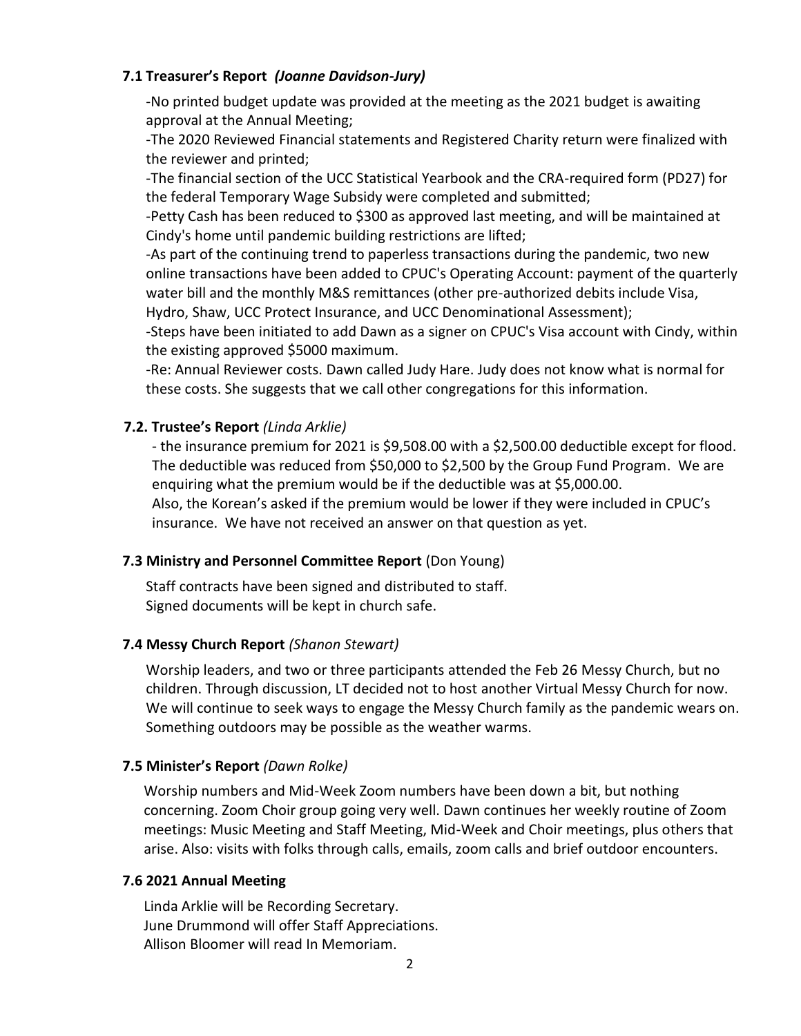### 7.1 Treasurer's Report *(Joanne Davidson-Jury)*

-No printed budget update was provided at the meeting as the 2021 budget is awaiting approval at the Annual Meeting;
-The 2020 Reviewed Financial statements and Registered Charity return were finalized with the reviewer and printed;
-The financial section of the UCC Statistical Yearbook and the CRA-required form (PD27) for the federal Temporary Wage Subsidy were completed and submitted;
-Petty Cash has been reduced to $300 as approved last meeting, and will be maintained at Cindy's home until pandemic building restrictions are lifted;
-As part of the continuing trend to paperless transactions during the pandemic, two new online transactions have been added to CPUC's Operating Account: payment of the quarterly water bill and the monthly M&S remittances (other pre-authorized debits include Visa, Hydro, Shaw, UCC Protect Insurance, and UCC Denominational Assessment);
-Steps have been initiated to add Dawn as a signer on CPUC's Visa account with Cindy, within the existing approved $5000 maximum.
-Re: Annual Reviewer costs. Dawn called Judy Hare. Judy does not know what is normal for these costs. She suggests that we call other congregations for this information.

### 7.2. Trustee's Report *(Linda Arklie)*

- the insurance premium for 2021 is $9,508.00 with a $2,500.00 deductible except for flood. The deductible was reduced from $50,000 to $2,500 by the Group Fund Program. We are enquiring what the premium would be if the deductible was at $5,000.00.
Also, the Korean's asked if the premium would be lower if they were included in CPUC's insurance. We have not received an answer on that question as yet.

### 7.3 Ministry and Personnel Committee Report (Don Young)

Staff contracts have been signed and distributed to staff.
Signed documents will be kept in church safe.

### 7.4 Messy Church Report *(Shanon Stewart)*

Worship leaders, and two or three participants attended the Feb 26 Messy Church, but no children. Through discussion, LT decided not to host another Virtual Messy Church for now. We will continue to seek ways to engage the Messy Church family as the pandemic wears on. Something outdoors may be possible as the weather warms.

### 7.5 Minister's Report *(Dawn Rolke)*

Worship numbers and Mid-Week Zoom numbers have been down a bit, but nothing concerning. Zoom Choir group going very well. Dawn continues her weekly routine of Zoom meetings: Music Meeting and Staff Meeting, Mid-Week and Choir meetings, plus others that arise. Also: visits with folks through calls, emails, zoom calls and brief outdoor encounters.

### 7.6 2021 Annual Meeting

Linda Arklie will be Recording Secretary.
June Drummond will offer Staff Appreciations.
Allison Bloomer will read In Memoriam.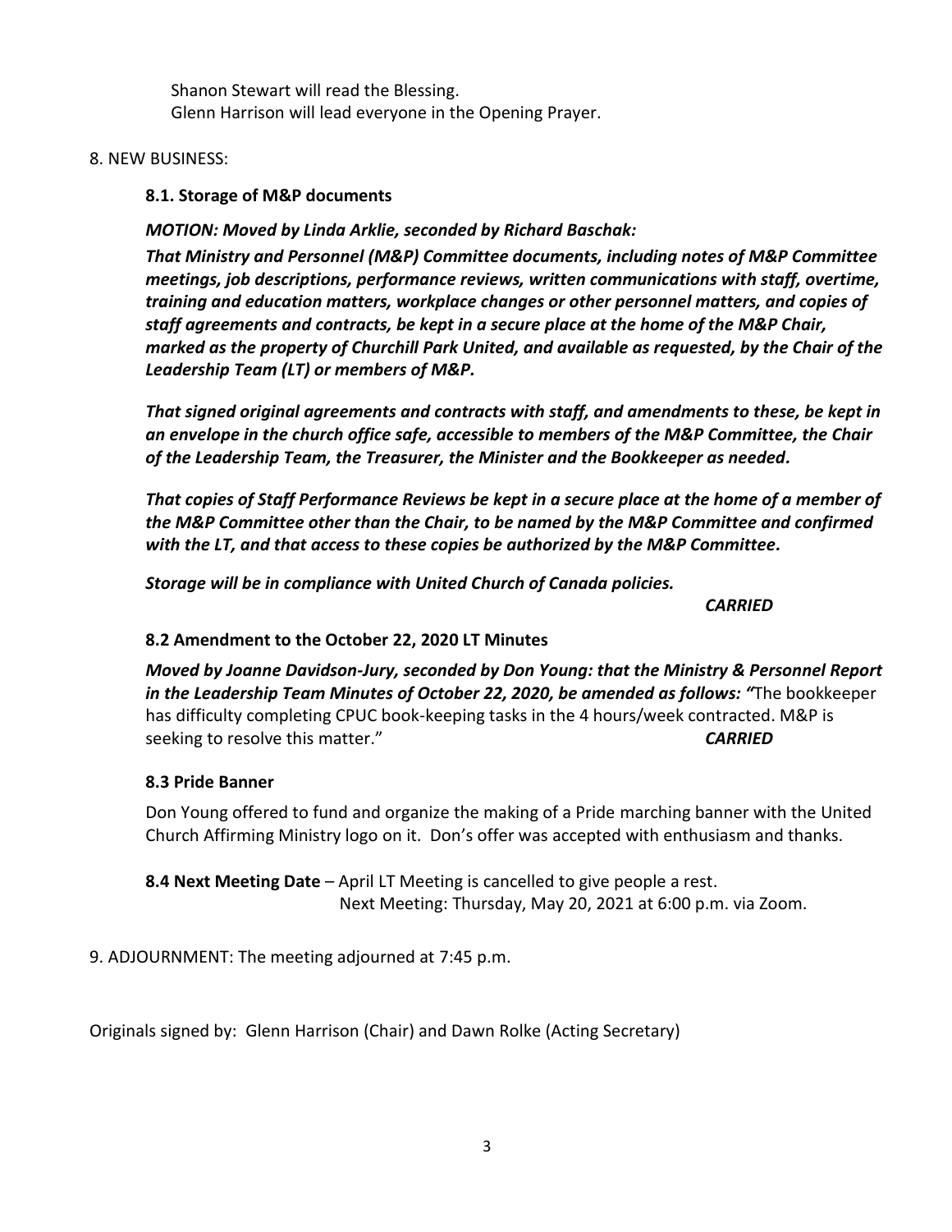Shanon Stewart will read the Blessing.
Glenn Harrison will lead everyone in the Opening Prayer.

8. NEW BUSINESS:

**8.1. Storage of M&P documents**

***MOTION: Moved by Linda Arklie, seconded by Richard Baschak:***

***That Ministry and Personnel (M&P) Committee documents, including notes of M&P Committee meetings, job descriptions, performance reviews, written communications with staff, overtime, training and education matters, workplace changes or other personnel matters, and copies of staff agreements and contracts, be kept in a secure place at the home of the M&P Chair, marked as the property of Churchill Park United, and available as requested, by the Chair of the Leadership Team (LT) or members of M&P.***

***That signed original agreements and contracts with staff, and amendments to these, be kept in an envelope in the church office safe, accessible to members of the M&P Committee, the Chair of the Leadership Team, the Treasurer, the Minister and the Bookkeeper as needed.***

***That copies of Staff Performance Reviews be kept in a secure place at the home of a member of the M&P Committee other than the Chair, to be named by the M&P Committee and confirmed with the LT, and that access to these copies be authorized by the M&P Committee.***

***Storage will be in compliance with United Church of Canada policies.***

***CARRIED***

**8.2 Amendment to the October 22, 2020 LT Minutes**

***Moved by Joanne Davidson-Jury, seconded by Don Young: that the Ministry & Personnel Report in the Leadership Team Minutes of October 22, 2020, be amended as follows: "***The bookkeeper has difficulty completing CPUC book-keeping tasks in the 4 hours/week contracted. M&P is seeking to resolve this matter." ***CARRIED***

**8.3 Pride Banner**

Don Young offered to fund and organize the making of a Pride marching banner with the United Church Affirming Ministry logo on it. Don's offer was accepted with enthusiasm and thanks.

**8.4 Next Meeting Date** – April LT Meeting is cancelled to give people a rest.
Next Meeting: Thursday, May 20, 2021 at 6:00 p.m. via Zoom.

9. ADJOURNMENT: The meeting adjourned at 7:45 p.m.

Originals signed by: Glenn Harrison (Chair) and Dawn Rolke (Acting Secretary)